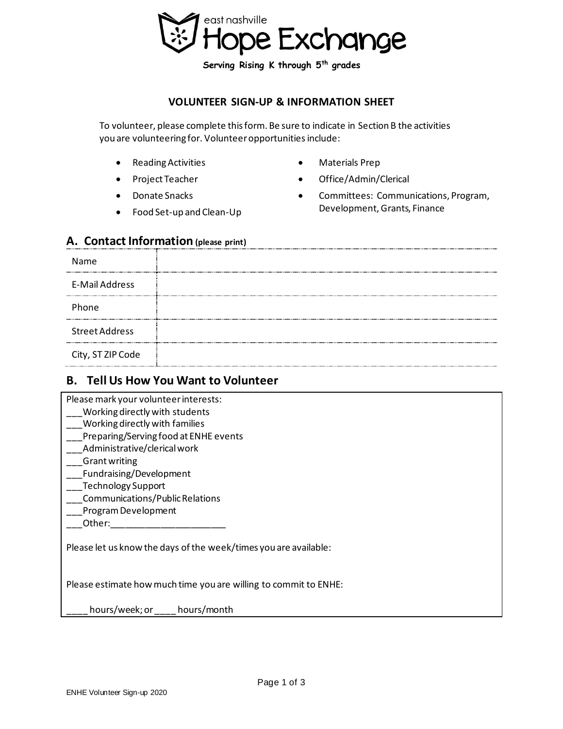east nashville

# Hope Exchange

**Serving Rising K through 5th grades**

## VOLUNTEER SIGN-UP & INFORMATION SHEET

To volunteer, please complete this form. Be sure to indicate in Section B the activities you are volunteering for. Volunteer opportunities include:

- Reading Activities
- Project Teacher
- Donate Snacks
- Food Set-up and Clean-Up
- Materials Prep
- Office/Admin/Clerical
- Committees: Communications, Program, Development, Grants, Finance

## A. Contact Information (please print)

| | |
|---|---|
| Name | |
| E-Mail Address | |
| Phone | |
| Street Address | |
| City, ST ZIP Code | |

## B. Tell Us How You Want to Volunteer

Please mark your volunteer interests:

___Working directly with students
___Working directly with families
___Preparing/Serving food at ENHE events
___Administrative/clerical work
___Grant writing
___Fundraising/Development
___Technology Support
___Communications/Public Relations
___Program Development
___Other:______________________

Please let us know the days of the week/times you are available:

Please estimate how much time you are willing to commit to ENHE:

____ hours/week; or ____ hours/month

ENHE Volunteer Sign-up 2020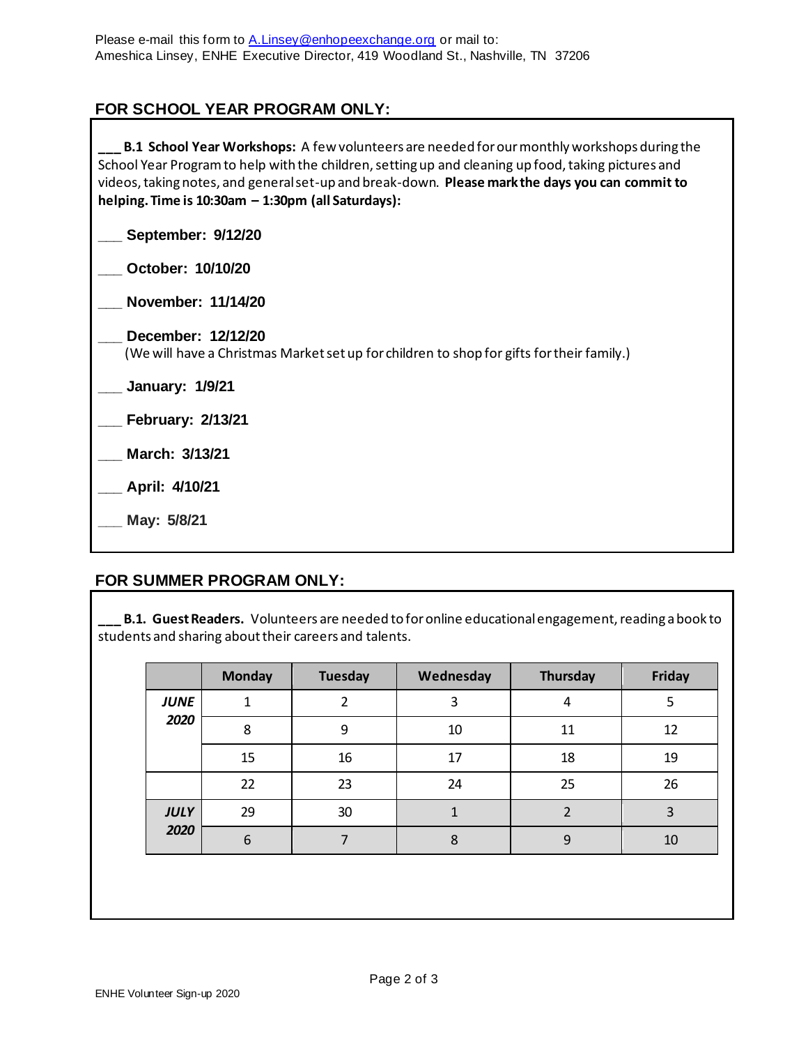Please e-mail this form to A.Linsey@enhopeexchange.org or mail to:
Ameshica Linsey, ENHE Executive Director, 419 Woodland St., Nashville, TN 37206

## FOR SCHOOL YEAR PROGRAM ONLY:

___ **B.1 School Year Workshops:** A few volunteers are needed for our monthly workshops during the School Year Program to help with the children, setting up and cleaning up food, taking pictures and videos, taking notes, and general set-up and break-down. **Please mark the days you can commit to helping. Time is 10:30am – 1:30pm (all Saturdays):**

___ **September: 9/12/20**

___ **October: 10/10/20**

___ **November: 11/14/20**

___ **December: 12/12/20**
(We will have a Christmas Market set up for children to shop for gifts for their family.)

___ **January: 1/9/21**

___ **February: 2/13/21**

___ **March: 3/13/21**

___ **April: 4/10/21**

___ **May: 5/8/21**

## FOR SUMMER PROGRAM ONLY:

___ **B.1. Guest Readers.** Volunteers are needed to for online educational engagement, reading a book to students and sharing about their careers and talents.

| | Monday | Tuesday | Wednesday | Thursday | Friday |
|---|---|---|---|---|---|
| ***JUNE 2020*** | 1 | 2 | 3 | 4 | 5 |
| | 8 | 9 | 10 | 11 | 12 |
| | 15 | 16 | 17 | 18 | 19 |
| | 22 | 23 | 24 | 25 | 26 |
| ***JULY 2020*** | 29 | 30 | 1 | 2 | 3 |
| | 6 | 7 | 8 | 9 | 10 |

ENHE Volunteer Sign-up 2020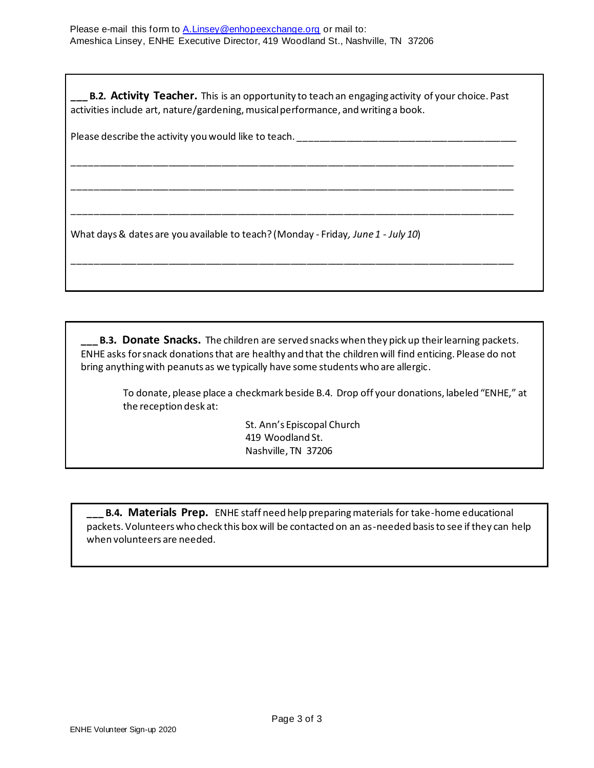Please e-mail this form to A.Linsey@enhopeexchange.org or mail to:
Ameshica Linsey, ENHE Executive Director, 419 Woodland St., Nashville, TN 37206

___ **B.2. Activity Teacher.** This is an opportunity to teach an engaging activity of your choice. Past activities include art, nature/gardening, musical performance, and writing a book.

Please describe the activity you would like to teach. ________________________________________

______________________________________________________________________________

______________________________________________________________________________

______________________________________________________________________________

What days & dates are you available to teach? (Monday - Friday, *June 1 - July 10*)

______________________________________________________________________________

___ **B.3. Donate Snacks.** The children are served snacks when they pick up their learning packets. ENHE asks for snack donations that are healthy and that the children will find enticing. Please do not bring anything with peanuts as we typically have some students who are allergic.

To donate, please place a checkmark beside B.4. Drop off your donations, labeled "ENHE," at the reception desk at:

St. Ann's Episcopal Church
419 Woodland St.
Nashville, TN 37206

___ **B.4. Materials Prep.** ENHE staff need help preparing materials for take-home educational packets. Volunteers who check this box will be contacted on an as-needed basis to see if they can help when volunteers are needed.